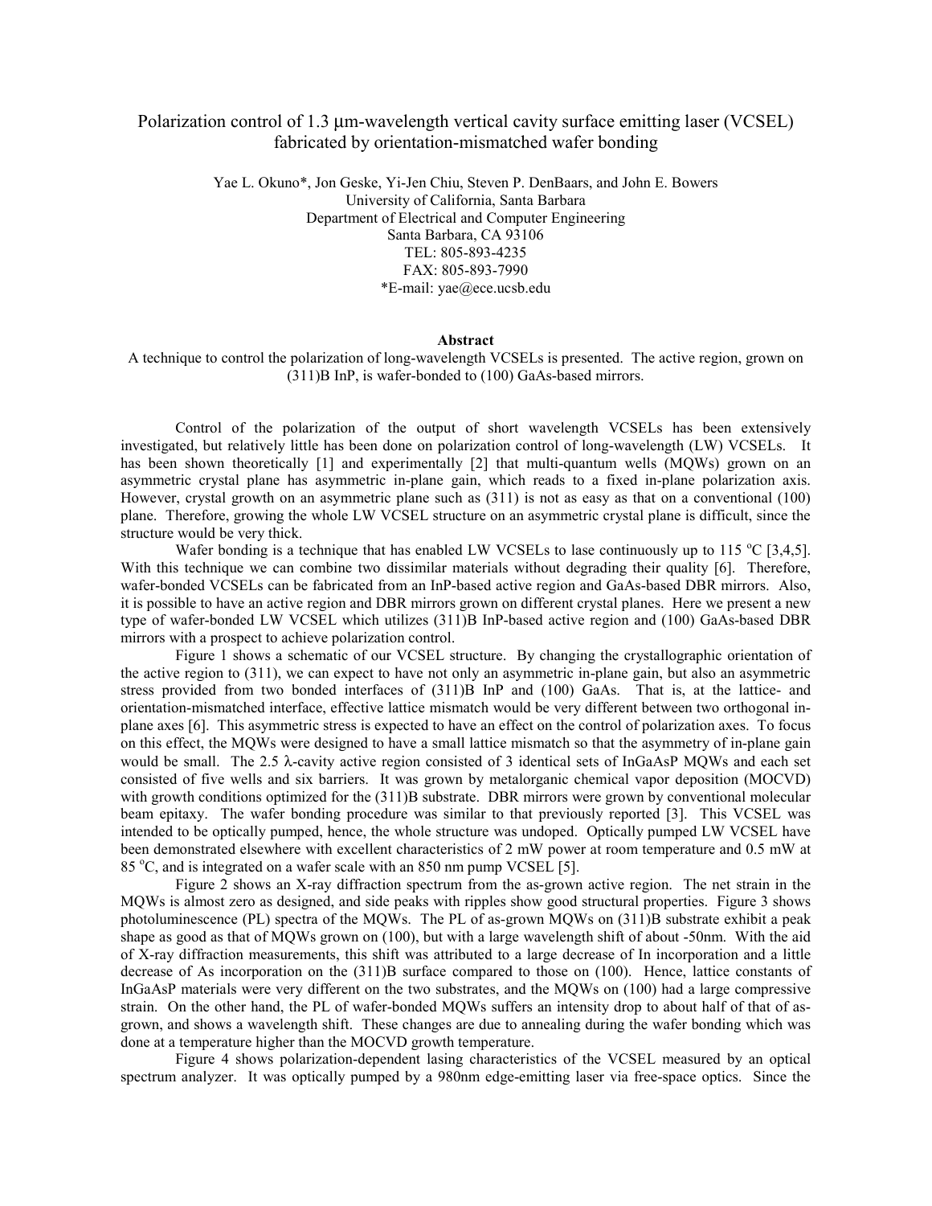# Polarization control of 1.3 μm-wavelength vertical cavity surface emitting laser (VCSEL) fabricated by orientation-mismatched wafer bonding

Yae L. Okuno*, Jon Geske, Yi-Jen Chiu, Steven P. DenBaars, and John E. Bowers
University of California, Santa Barbara
Department of Electrical and Computer Engineering
Santa Barbara, CA 93106
TEL: 805-893-4235
FAX: 805-893-7990
*E-mail: yae@ece.ucsb.edu

**Abstract**

A technique to control the polarization of long-wavelength VCSELs is presented. The active region, grown on (311)B InP, is wafer-bonded to (100) GaAs-based mirrors.

Control of the polarization of the output of short wavelength VCSELs has been extensively investigated, but relatively little has been done on polarization control of long-wavelength (LW) VCSELs. It has been shown theoretically [1] and experimentally [2] that multi-quantum wells (MQWs) grown on an asymmetric crystal plane has asymmetric in-plane gain, which reads to a fixed in-plane polarization axis. However, crystal growth on an asymmetric plane such as (311) is not as easy as that on a conventional (100) plane. Therefore, growing the whole LW VCSEL structure on an asymmetric crystal plane is difficult, since the structure would be very thick.

Wafer bonding is a technique that has enabled LW VCSELs to lase continuously up to 115 $^oC$ [3,4,5]. With this technique we can combine two dissimilar materials without degrading their quality [6]. Therefore, wafer-bonded VCSELs can be fabricated from an InP-based active region and GaAs-based DBR mirrors. Also, it is possible to have an active region and DBR mirrors grown on different crystal planes. Here we present a new type of wafer-bonded LW VCSEL which utilizes (311)B InP-based active region and (100) GaAs-based DBR mirrors with a prospect to achieve polarization control.

Figure 1 shows a schematic of our VCSEL structure. By changing the crystallographic orientation of the active region to (311), we can expect to have not only an asymmetric in-plane gain, but also an asymmetric stress provided from two bonded interfaces of (311)B InP and (100) GaAs. That is, at the lattice- and orientation-mismatched interface, effective lattice mismatch would be very different between two orthogonal in-plane axes [6]. This asymmetric stress is expected to have an effect on the control of polarization axes. To focus on this effect, the MQWs were designed to have a small lattice mismatch so that the asymmetry of in-plane gain would be small. The 2.5 λ-cavity active region consisted of 3 identical sets of InGaAsP MQWs and each set consisted of five wells and six barriers. It was grown by metalorganic chemical vapor deposition (MOCVD) with growth conditions optimized for the (311)B substrate. DBR mirrors were grown by conventional molecular beam epitaxy. The wafer bonding procedure was similar to that previously reported [3]. This VCSEL was intended to be optically pumped, hence, the whole structure was undoped. Optically pumped LW VCSEL have been demonstrated elsewhere with excellent characteristics of 2 mW power at room temperature and 0.5 mW at 85 $^oC$, and is integrated on a wafer scale with an 850 nm pump VCSEL [5].

Figure 2 shows an X-ray diffraction spectrum from the as-grown active region. The net strain in the MQWs is almost zero as designed, and side peaks with ripples show good structural properties. Figure 3 shows photoluminescence (PL) spectra of the MQWs. The PL of as-grown MQWs on (311)B substrate exhibit a peak shape as good as that of MQWs grown on (100), but with a large wavelength shift of about -50nm. With the aid of X-ray diffraction measurements, this shift was attributed to a large decrease of In incorporation and a little decrease of As incorporation on the (311)B surface compared to those on (100). Hence, lattice constants of InGaAsP materials were very different on the two substrates, and the MQWs on (100) had a large compressive strain. On the other hand, the PL of wafer-bonded MQWs suffers an intensity drop to about half of that of as-grown, and shows a wavelength shift. These changes are due to annealing during the wafer bonding which was done at a temperature higher than the MOCVD growth temperature.

Figure 4 shows polarization-dependent lasing characteristics of the VCSEL measured by an optical spectrum analyzer. It was optically pumped by a 980nm edge-emitting laser via free-space optics. Since the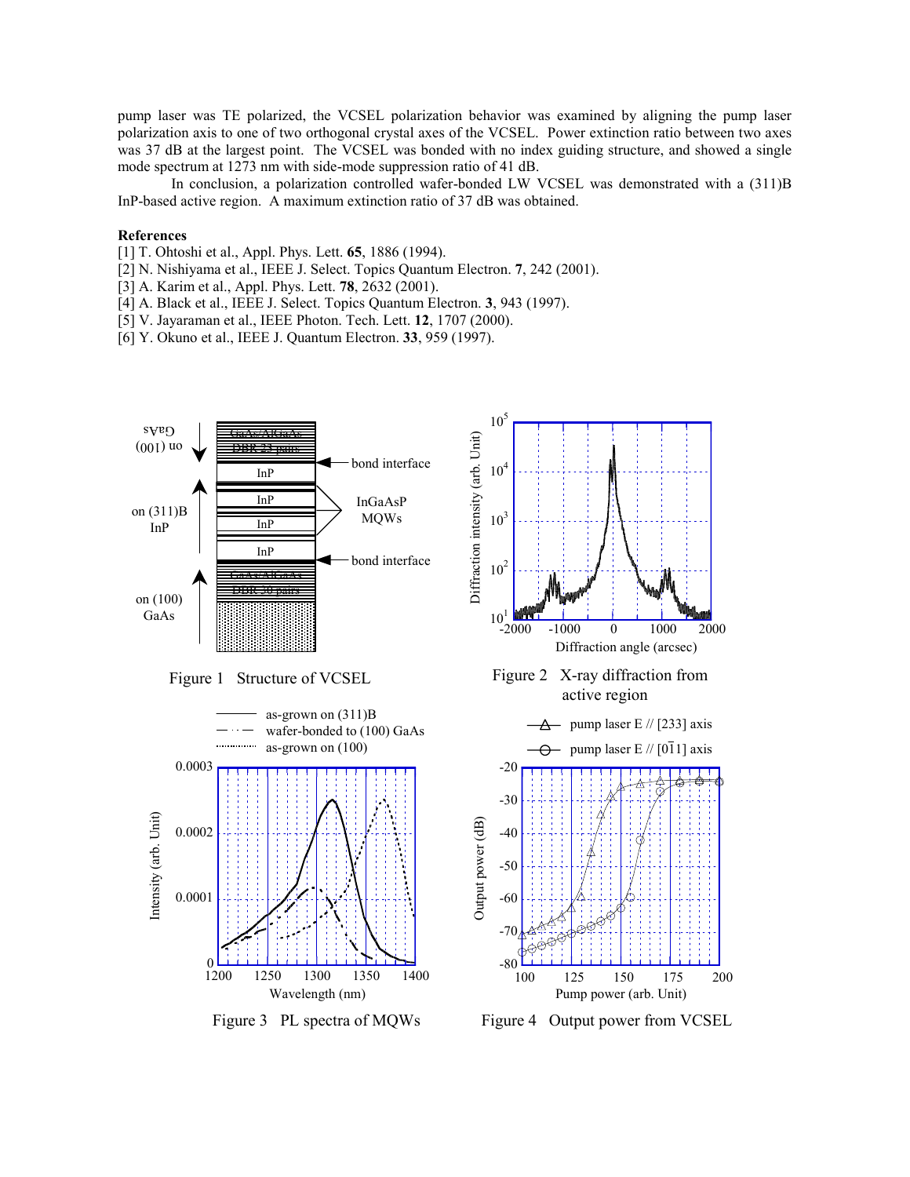pump laser was TE polarized, the VCSEL polarization behavior was examined by aligning the pump laser polarization axis to one of two orthogonal crystal axes of the VCSEL. Power extinction ratio between two axes was 37 dB at the largest point. The VCSEL was bonded with no index guiding structure, and showed a single mode spectrum at 1273 nm with side-mode suppression ratio of 41 dB.

In conclusion, a polarization controlled wafer-bonded LW VCSEL was demonstrated with a (311)B InP-based active region. A maximum extinction ratio of 37 dB was obtained.

**References**

[1] T. Ohtoshi et al., Appl. Phys. Lett. **65**, 1886 (1994).
[2] N. Nishiyama et al., IEEE J. Select. Topics Quantum Electron. **7**, 242 (2001).
[3] A. Karim et al., Appl. Phys. Lett. **78**, 2632 (2001).
[4] A. Black et al., IEEE J. Select. Topics Quantum Electron. **3**, 943 (1997).
[5] V. Jayaraman et al., IEEE Photon. Tech. Lett. **12**, 1707 (2000).
[6] Y. Okuno et al., IEEE J. Quantum Electron. **33**, 959 (1997).

on (100) GaAs
GaAs/AlGaAs DBR 23 pairs
bond interface
InP
on (311)B InP
InP
InP
InGaAsP MQWs
InP
bond interface
GaAs/AlGaAs DBR 30 pairs
on (100) GaAs

Figure 1 Structure of VCSEL

Diffraction intensity (arb. Unit)
$10^5$
$10^4$
$10^3$
$10^2$
$10^1$
-2000 -1000 0 1000 2000
Diffraction angle (arcsec)

Figure 2 X-ray diffraction from active region

as-grown on (311)B
wafer-bonded to (100) GaAs
as-grown on (100)
Intensity (arb. Unit)
0.0003
0.0002
0.0001
0
1200 1250 1300 1350 1400
Wavelength (nm)

Figure 3 PL spectra of MQWs

pump laser E // [233] axis
pump laser E // [0$\bar{1}$1] axis
Output power (dB)
-20
-30
-40
-50
-60
-70
-80
100 125 150 175 200
Pump power (arb. Unit)

Figure 4 Output power from VCSEL